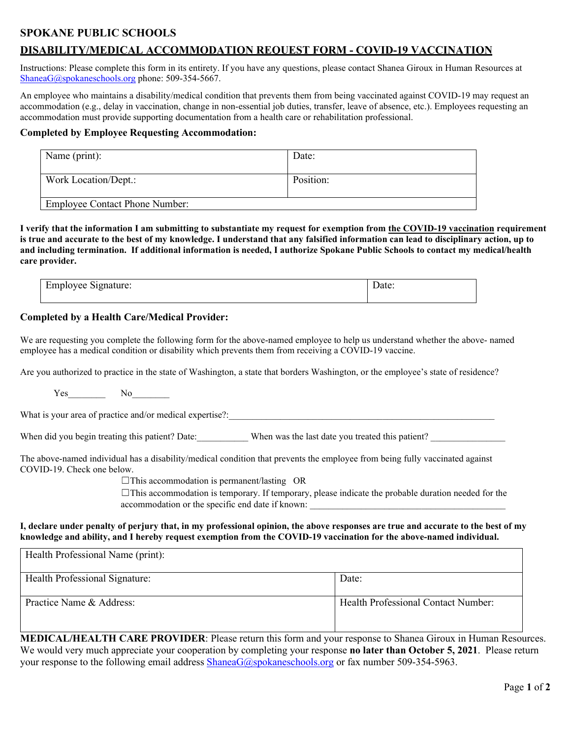# SPOKANE PUBLIC SCHOOLS

## DISABILITY/MEDICAL ACCOMMODATION REQUEST FORM - COVID-19 VACCINATION

Instructions: Please complete this form in its entirety. If you have any questions, please contact Shanea Giroux in Human Resources at ShaneaG@spokaneschools.org phone: 509-354-5667.

An employee who maintains a disability/medical condition that prevents them from being vaccinated against COVID-19 may request an accommodation (e.g., delay in vaccination, change in non-essential job duties, transfer, leave of absence, etc.). Employees requesting an accommodation must provide supporting documentation from a health care or rehabilitation professional.

### Completed by Employee Requesting Accommodation:

| Name (print): | Date: |
|---|---|
| Work Location/Dept.: | Position: |
| Employee Contact Phone Number: | |

**I verify that the information I am submitting to substantiate my request for exemption from the COVID-19 vaccination requirement is true and accurate to the best of my knowledge. I understand that any falsified information can lead to disciplinary action, up to and including termination. If additional information is needed, I authorize Spokane Public Schools to contact my medical/health care provider.**

| Employee Signature: | Date: |
|---|---|

### Completed by a Health Care/Medical Provider:

We are requesting you complete the following form for the above-named employee to help us understand whether the above- named employee has a medical condition or disability which prevents them from receiving a COVID-19 vaccine.

Are you authorized to practice in the state of Washington, a state that borders Washington, or the employee's state of residence?

Yes________ No________

What is your area of practice and/or medical expertise?:____________________________________________________________

When did you begin treating this patient? Date:___________ When was the last date you treated this patient? ________________

The above-named individual has a disability/medical condition that prevents the employee from being fully vaccinated against COVID-19. Check one below.

☐This accommodation is permanent/lasting OR

☐This accommodation is temporary. If temporary, please indicate the probable duration needed for the accommodation or the specific end date if known: __________________________________________

**I, declare under penalty of perjury that, in my professional opinion, the above responses are true and accurate to the best of my knowledge and ability, and I hereby request exemption from the COVID-19 vaccination for the above-named individual.**

| Health Professional Name (print): | |
|---|---|
| Health Professional Signature: | Date: |
| Practice Name & Address: | Health Professional Contact Number: |

**MEDICAL/HEALTH CARE PROVIDER**: Please return this form and your response to Shanea Giroux in Human Resources. We would very much appreciate your cooperation by completing your response **no later than October 5, 2021**. Please return your response to the following email address ShaneaG@spokaneschools.org or fax number 509-354-5963.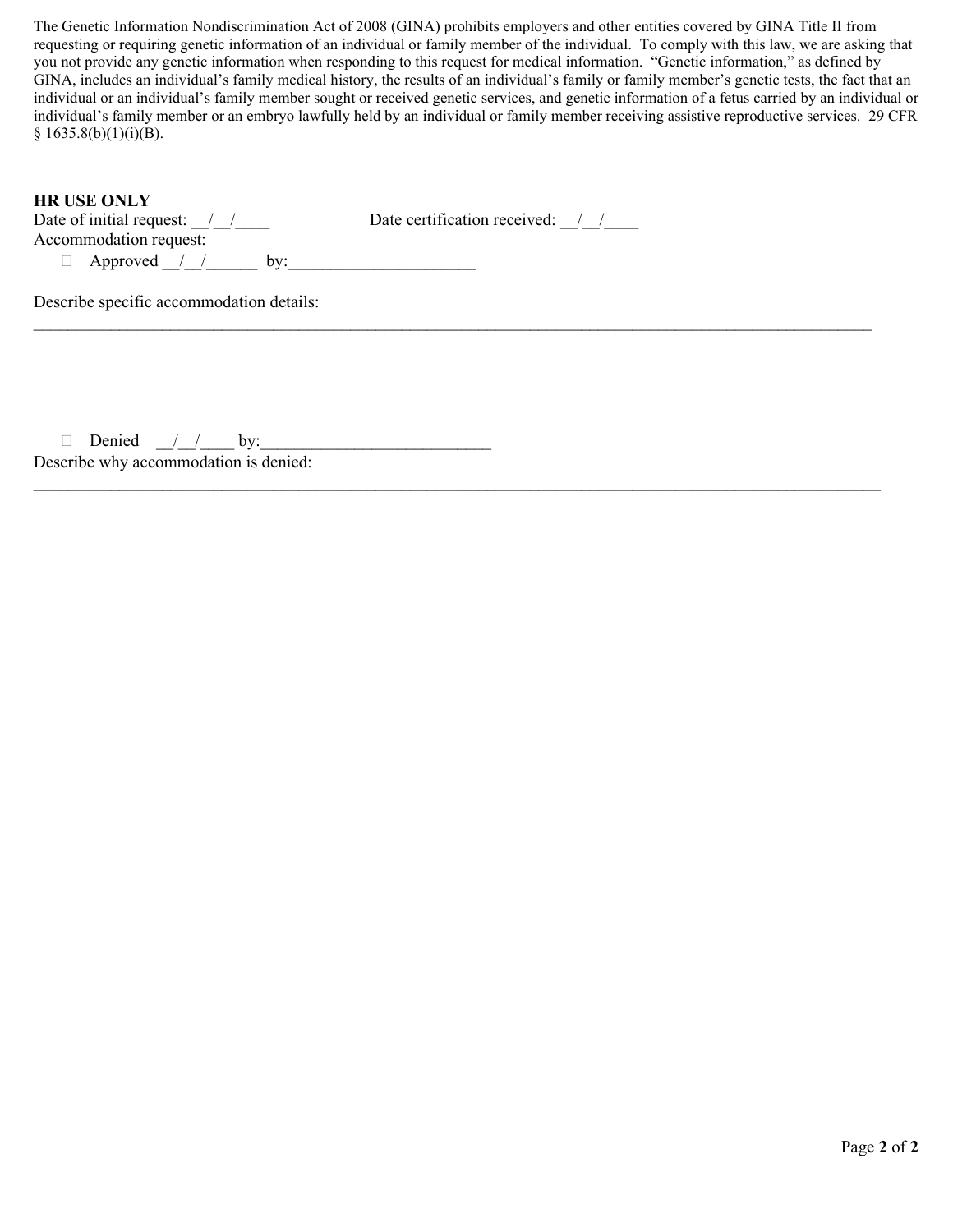The Genetic Information Nondiscrimination Act of 2008 (GINA) prohibits employers and other entities covered by GINA Title II from requesting or requiring genetic information of an individual or family member of the individual. To comply with this law, we are asking that you not provide any genetic information when responding to this request for medical information. "Genetic information," as defined by GINA, includes an individual's family medical history, the results of an individual's family or family member's genetic tests, the fact that an individual or an individual's family member sought or received genetic services, and genetic information of a fetus carried by an individual or individual's family member or an embryo lawfully held by an individual or family member receiving assistive reproductive services. 29 CFR § 1635.8(b)(1)(i)(B).

**HR USE ONLY**

Date of initial request: __/__/____ Date certification received: __/__/____

Accommodation request:

- ☐ Approved __/__/______ by:_____________________

Describe specific accommodation details:

______________________________________________________________________________________________________

- ☐ Denied __/__/____ by:__________________________

Describe why accommodation is denied:

______________________________________________________________________________________________________